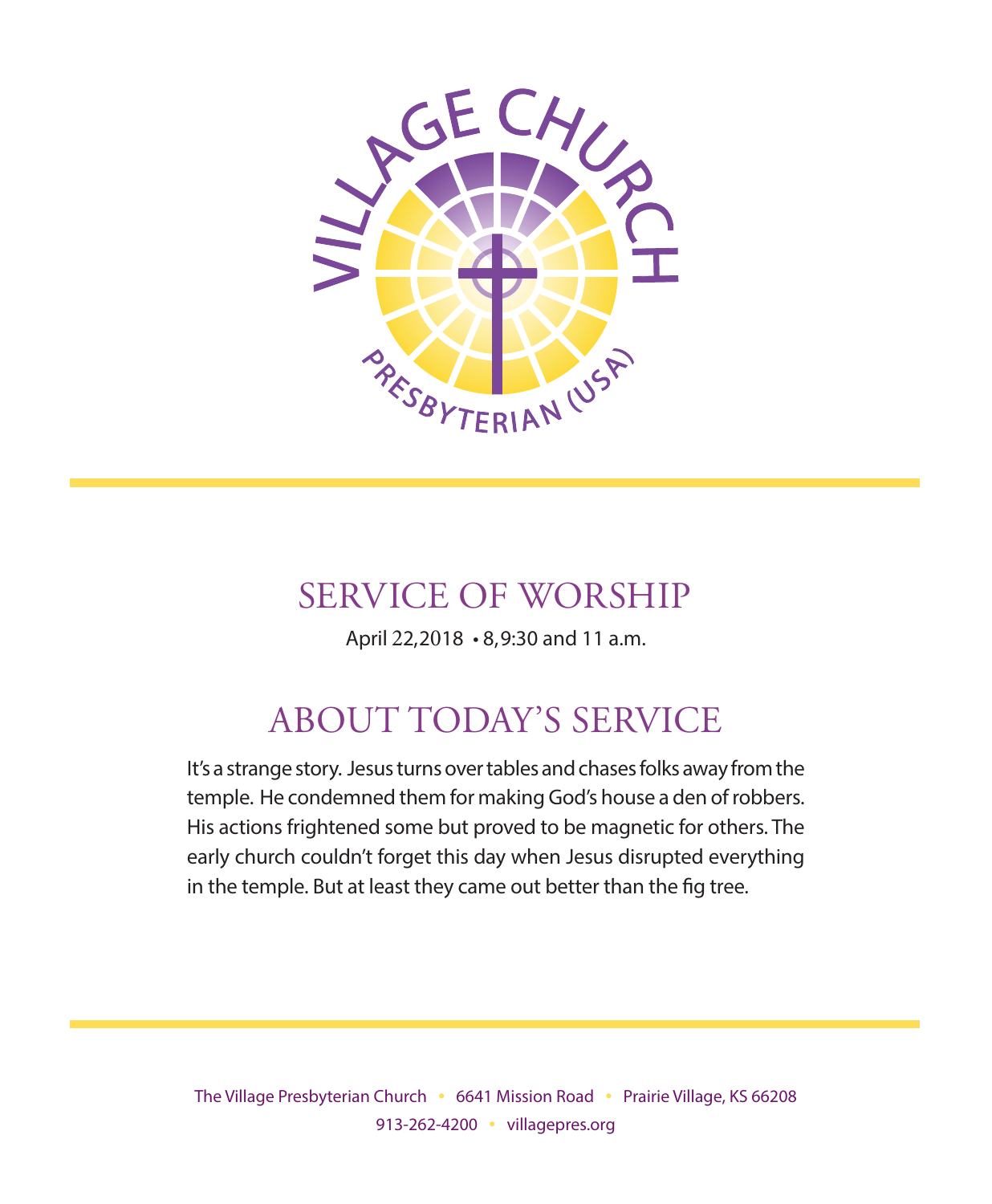VILLAGE CHURCH

PRESBYTERIAN (USA)

# SERVICE OF WORSHIP

April 22, 2018 • 8, 9:30 and 11 a.m.

## ABOUT TODAY'S SERVICE

It's a strange story. Jesus turns over tables and chases folks away from the temple. He condemned them for making God's house a den of robbers. His actions frightened some but proved to be magnetic for others. The early church couldn't forget this day when Jesus disrupted everything in the temple. But at least they came out better than the fig tree.

The Village Presbyterian Church • 6641 Mission Road • Prairie Village, KS 66208
913-262-4200 • villagepres.org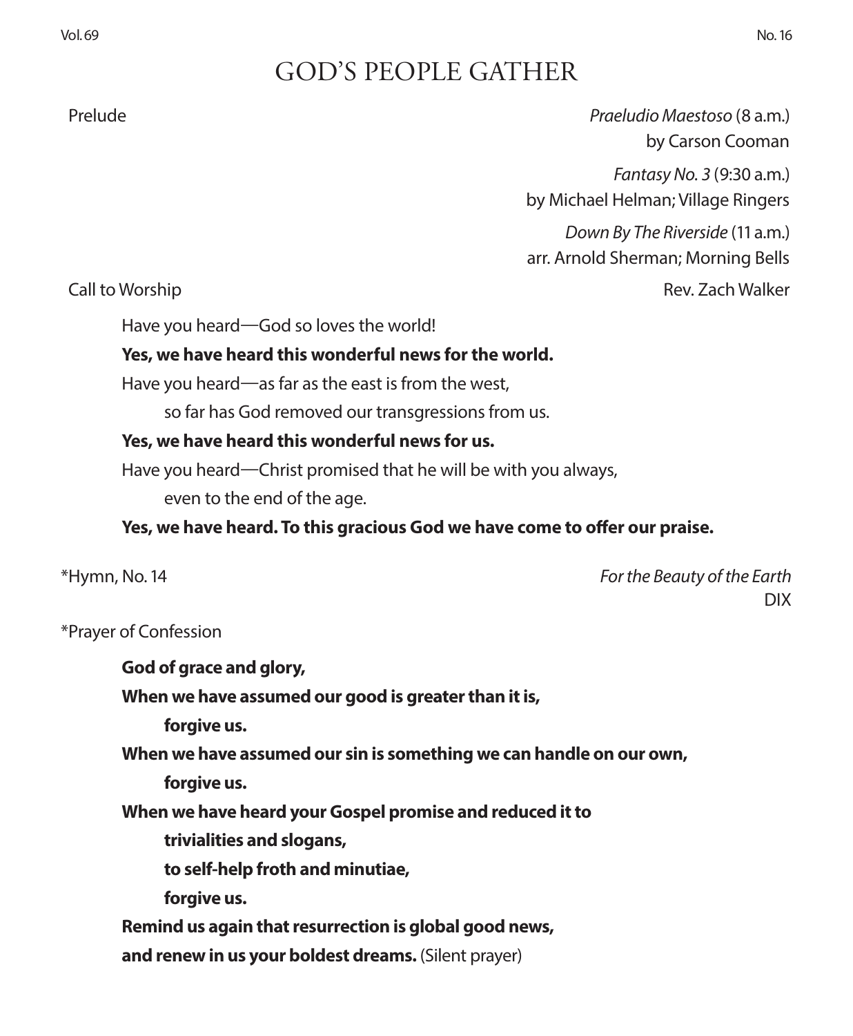# GOD'S PEOPLE GATHER

Prelude

*Praeludio Maestoso* (8 a.m.)
by Carson Cooman

*Fantasy No. 3* (9:30 a.m.)
by Michael Helman; Village Ringers

*Down By The Riverside* (11 a.m.)
arr. Arnold Sherman; Morning Bells

Call to Worship — Rev. Zach Walker

Have you heard—God so loves the world!

**Yes, we have heard this wonderful news for the world.**

Have you heard—as far as the east is from the west,
so far has God removed our transgressions from us.

**Yes, we have heard this wonderful news for us.**

Have you heard—Christ promised that he will be with you always,
even to the end of the age.

**Yes, we have heard. To this gracious God we have come to offer our praise.**

*Hymn, No. 14 — *For the Beauty of the Earth*
DIX

*Prayer of Confession

**God of grace and glory,**
**When we have assumed our good is greater than it is,**
**forgive us.**
**When we have assumed our sin is something we can handle on our own,**
**forgive us.**
**When we have heard your Gospel promise and reduced it to**
**trivialities and slogans,**
**to self-help froth and minutiae,**
**forgive us.**
**Remind us again that resurrection is global good news,**
**and renew in us your boldest dreams.** (Silent prayer)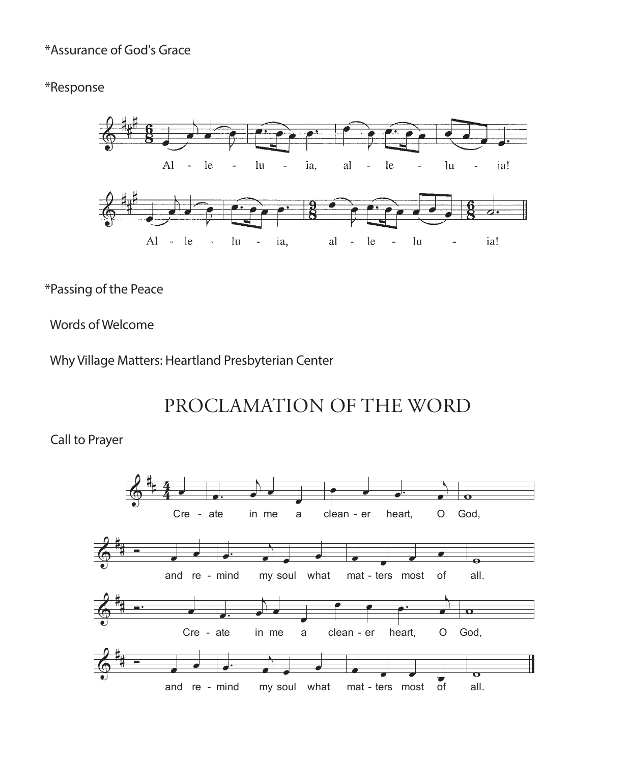*Assurance of God's Grace

*Response

Al - le - lu - ia, al - le - lu - ia!

Al - le - lu - ia, al - le - lu - ia!

*Passing of the Peace

Words of Welcome

Why Village Matters: Heartland Presbyterian Center

# PROCLAMATION OF THE WORD

Call to Prayer

Cre - ate in me a clean - er heart, O God,

and re - mind my soul what mat - ters most of all.

Cre - ate in me a clean - er heart, O God,

and re - mind my soul what mat - ters most of all.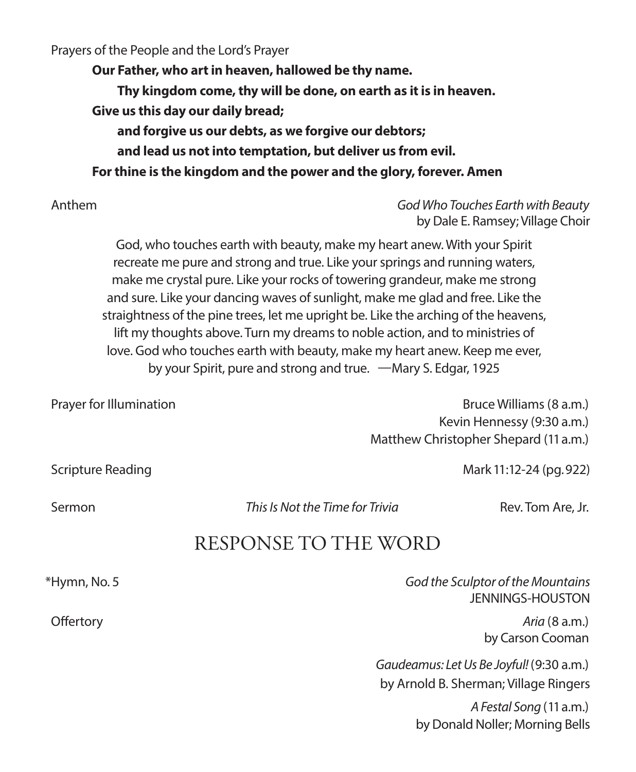Prayers of the People and the Lord's Prayer

**Our Father, who art in heaven, hallowed be thy name.**
**Thy kingdom come, thy will be done, on earth as it is in heaven.**
**Give us this day our daily bread;**
**and forgive us our debts, as we forgive our debtors;**
**and lead us not into temptation, but deliver us from evil.**
**For thine is the kingdom and the power and the glory, forever. Amen**

Anthem — *God Who Touches Earth with Beauty*
by Dale E. Ramsey; Village Choir

God, who touches earth with beauty, make my heart anew. With your Spirit recreate me pure and strong and true. Like your springs and running waters, make me crystal pure. Like your rocks of towering grandeur, make me strong and sure. Like your dancing waves of sunlight, make me glad and free. Like the straightness of the pine trees, let me upright be. Like the arching of the heavens, lift my thoughts above. Turn my dreams to noble action, and to ministries of love. God who touches earth with beauty, make my heart anew. Keep me ever, by your Spirit, pure and strong and true. —Mary S. Edgar, 1925

Prayer for Illumination — Bruce Williams (8 a.m.)
Kevin Hennessy (9:30 a.m.)
Matthew Christopher Shepard (11 a.m.)

Scripture Reading — Mark 11:12-24 (pg. 922)

Sermon — *This Is Not the Time for Trivia* — Rev. Tom Are, Jr.

## RESPONSE TO THE WORD

*Hymn, No. 5 — *God the Sculptor of the Mountains*
JENNINGS-HOUSTON

Offertory — *Aria* (8 a.m.)
by Carson Cooman

*Gaudeamus: Let Us Be Joyful!* (9:30 a.m.)
by Arnold B. Sherman; Village Ringers

*A Festal Song* (11 a.m.)
by Donald Noller; Morning Bells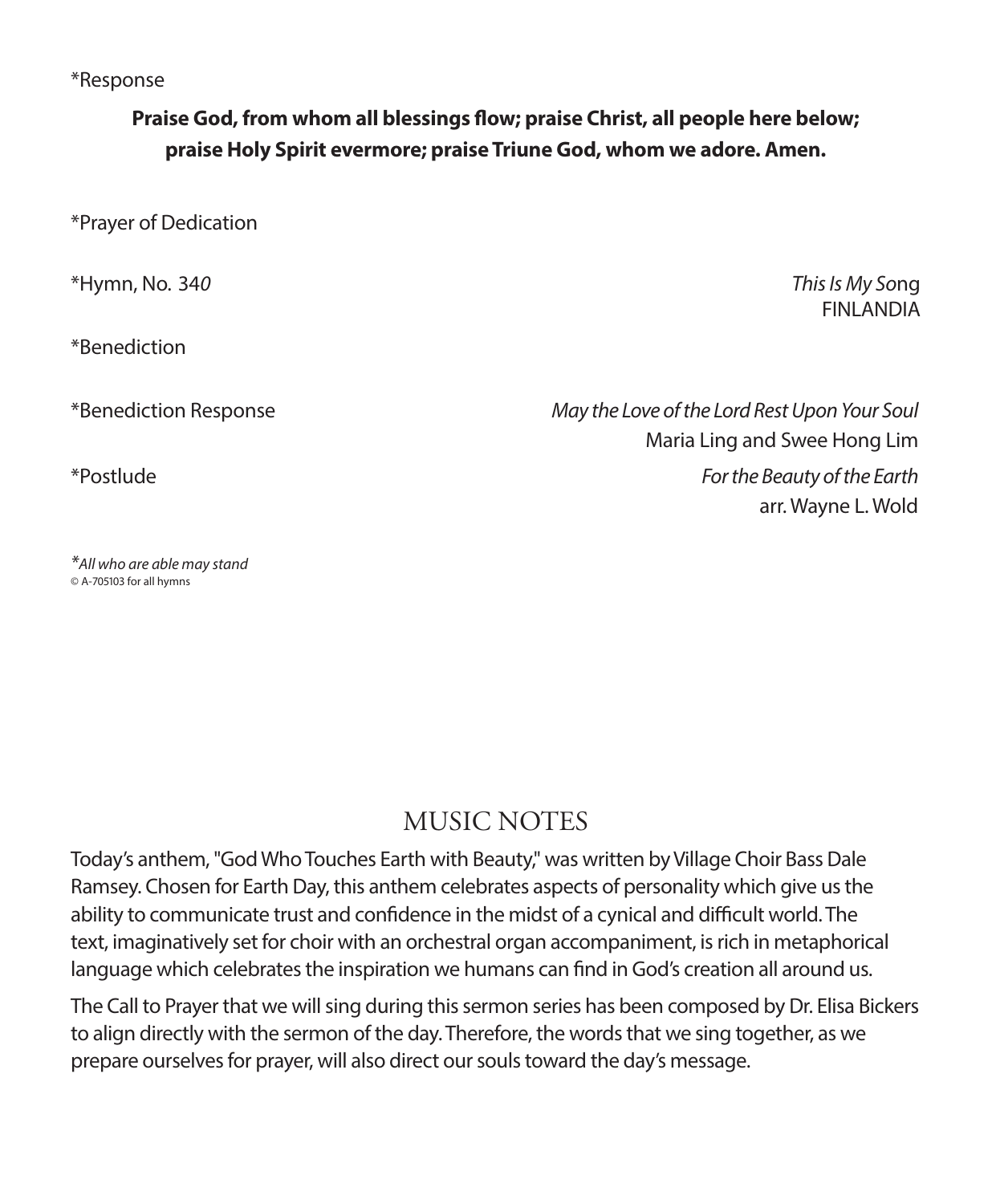*Response

**Praise God, from whom all blessings flow; praise Christ, all people here below; praise Holy Spirit evermore; praise Triune God, whom we adore. Amen.**

*Prayer of Dedication

*Hymn, No. 340 — *This Is My Song*
FINLANDIA

*Benediction

*Benediction Response — *May the Love of the Lord Rest Upon Your Soul*
Maria Ling and Swee Hong Lim

*Postlude — *For the Beauty of the Earth*
arr. Wayne L. Wold

**All who are able may stand*
© A-705103 for all hymns

## MUSIC NOTES

Today's anthem, "God Who Touches Earth with Beauty," was written by Village Choir Bass Dale Ramsey. Chosen for Earth Day, this anthem celebrates aspects of personality which give us the ability to communicate trust and confidence in the midst of a cynical and difficult world. The text, imaginatively set for choir with an orchestral organ accompaniment, is rich in metaphorical language which celebrates the inspiration we humans can find in God's creation all around us.

The Call to Prayer that we will sing during this sermon series has been composed by Dr. Elisa Bickers to align directly with the sermon of the day. Therefore, the words that we sing together, as we prepare ourselves for prayer, will also direct our souls toward the day's message.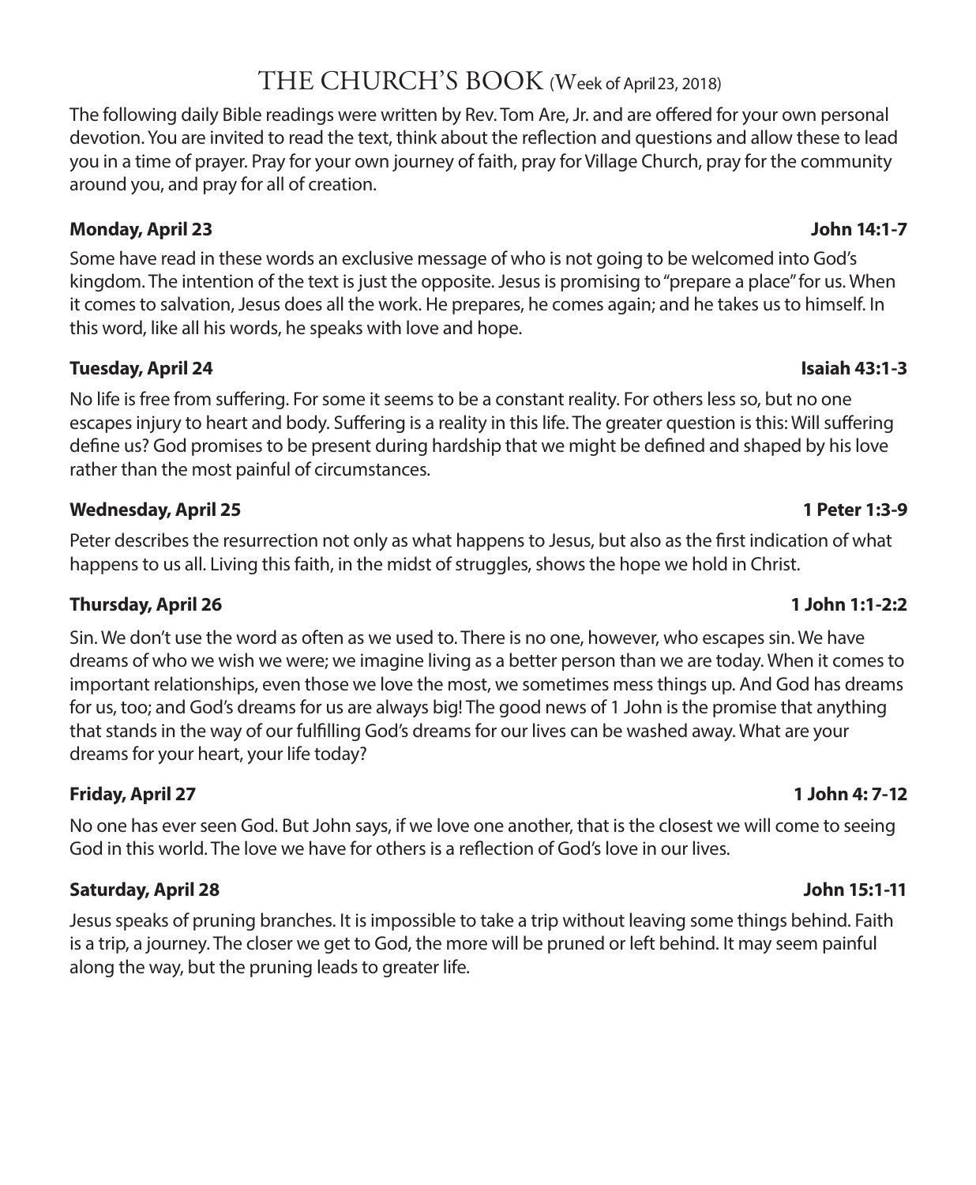# THE CHURCH'S BOOK (Week of April 23, 2018)

The following daily Bible readings were written by Rev. Tom Are, Jr. and are offered for your own personal devotion. You are invited to read the text, think about the reflection and questions and allow these to lead you in a time of prayer. Pray for your own journey of faith, pray for Village Church, pray for the community around you, and pray for all of creation.

**Monday, April 23** **John 14:1-7**

Some have read in these words an exclusive message of who is not going to be welcomed into God's kingdom. The intention of the text is just the opposite. Jesus is promising to "prepare a place" for us. When it comes to salvation, Jesus does all the work. He prepares, he comes again; and he takes us to himself. In this word, like all his words, he speaks with love and hope.

**Tuesday, April 24** **Isaiah 43:1-3**

No life is free from suffering. For some it seems to be a constant reality. For others less so, but no one escapes injury to heart and body. Suffering is a reality in this life. The greater question is this: Will suffering define us? God promises to be present during hardship that we might be defined and shaped by his love rather than the most painful of circumstances.

**Wednesday, April 25** **1 Peter 1:3-9**

Peter describes the resurrection not only as what happens to Jesus, but also as the first indication of what happens to us all. Living this faith, in the midst of struggles, shows the hope we hold in Christ.

**Thursday, April 26** **1 John 1:1-2:2**

Sin. We don't use the word as often as we used to. There is no one, however, who escapes sin. We have dreams of who we wish we were; we imagine living as a better person than we are today. When it comes to important relationships, even those we love the most, we sometimes mess things up. And God has dreams for us, too; and God's dreams for us are always big! The good news of 1 John is the promise that anything that stands in the way of our fulfilling God's dreams for our lives can be washed away. What are your dreams for your heart, your life today?

**Friday, April 27** **1 John 4: 7-12**

No one has ever seen God. But John says, if we love one another, that is the closest we will come to seeing God in this world. The love we have for others is a reflection of God's love in our lives.

**Saturday, April 28** **John 15:1-11**

Jesus speaks of pruning branches. It is impossible to take a trip without leaving some things behind. Faith is a trip, a journey. The closer we get to God, the more will be pruned or left behind. It may seem painful along the way, but the pruning leads to greater life.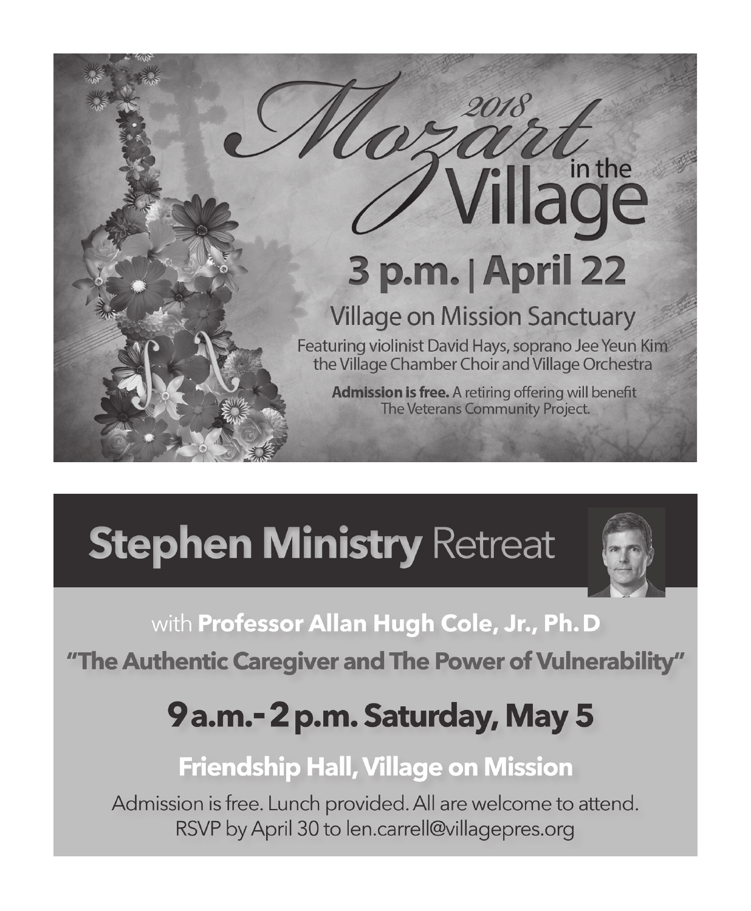# 2018 Mozart in the Village

## 3 p.m. | April 22

### Village on Mission Sanctuary

Featuring violinist David Hays, soprano Jee Yeun Kim the Village Chamber Choir and Village Orchestra

**Admission is free.** A retiring offering will benefit The Veterans Community Project.

# **Stephen Ministry** Retreat

with **Professor Allan Hugh Cole, Jr., Ph. D**

**"The Authentic Caregiver and The Power of Vulnerability"**

## 9 a.m.- 2 p.m. Saturday, May 5

### Friendship Hall, Village on Mission

Admission is free. Lunch provided. All are welcome to attend.
RSVP by April 30 to len.carrell@villagepres.org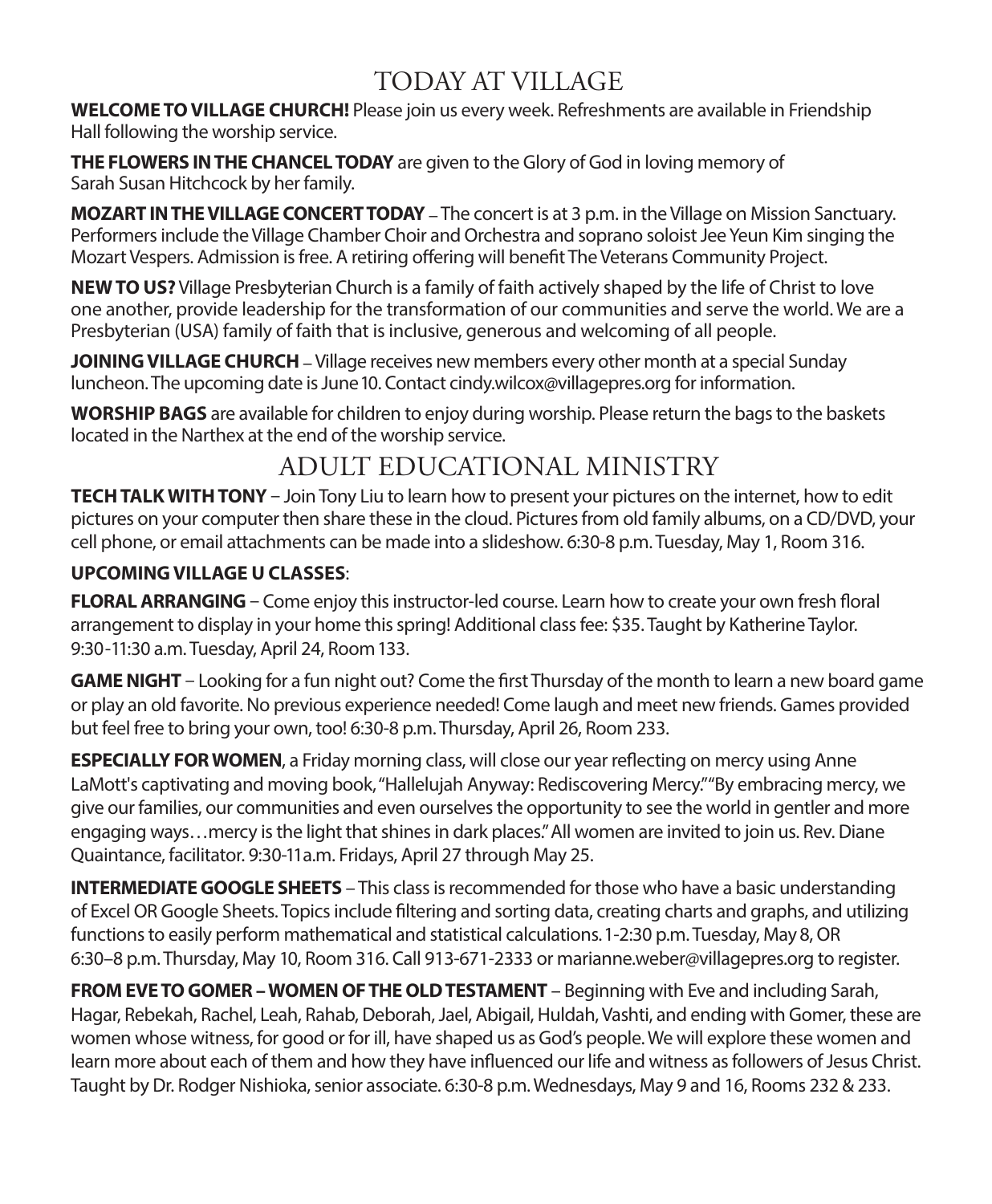# TODAY AT VILLAGE

**WELCOME TO VILLAGE CHURCH!** Please join us every week. Refreshments are available in Friendship Hall following the worship service.

**THE FLOWERS IN THE CHANCEL TODAY** are given to the Glory of God in loving memory of Sarah Susan Hitchcock by her family.

**MOZART IN THE VILLAGE CONCERT TODAY** – The concert is at 3 p.m. in the Village on Mission Sanctuary. Performers include the Village Chamber Choir and Orchestra and soprano soloist Jee Yeun Kim singing the Mozart Vespers. Admission is free. A retiring offering will benefit The Veterans Community Project.

**NEW TO US?** Village Presbyterian Church is a family of faith actively shaped by the life of Christ to love one another, provide leadership for the transformation of our communities and serve the world. We are a Presbyterian (USA) family of faith that is inclusive, generous and welcoming of all people.

**JOINING VILLAGE CHURCH** – Village receives new members every other month at a special Sunday luncheon. The upcoming date is June 10. Contact cindy.wilcox@villagepres.org for information.

**WORSHIP BAGS** are available for children to enjoy during worship. Please return the bags to the baskets located in the Narthex at the end of the worship service.

# ADULT EDUCATIONAL MINISTRY

**TECH TALK WITH TONY** – Join Tony Liu to learn how to present your pictures on the internet, how to edit pictures on your computer then share these in the cloud. Pictures from old family albums, on a CD/DVD, your cell phone, or email attachments can be made into a slideshow. 6:30-8 p.m. Tuesday, May 1, Room 316.

**UPCOMING VILLAGE U CLASSES**:

**FLORAL ARRANGING** – Come enjoy this instructor-led course. Learn how to create your own fresh floral arrangement to display in your home this spring! Additional class fee: $35. Taught by Katherine Taylor. 9:30-11:30 a.m. Tuesday, April 24, Room 133.

**GAME NIGHT** – Looking for a fun night out? Come the first Thursday of the month to learn a new board game or play an old favorite. No previous experience needed! Come laugh and meet new friends. Games provided but feel free to bring your own, too! 6:30-8 p.m. Thursday, April 26, Room 233.

**ESPECIALLY FOR WOMEN**, a Friday morning class, will close our year reflecting on mercy using Anne LaMott's captivating and moving book, "Hallelujah Anyway: Rediscovering Mercy." "By embracing mercy, we give our families, our communities and even ourselves the opportunity to see the world in gentler and more engaging ways…mercy is the light that shines in dark places." All women are invited to join us. Rev. Diane Quaintance, facilitator. 9:30-11a.m. Fridays, April 27 through May 25.

**INTERMEDIATE GOOGLE SHEETS** – This class is recommended for those who have a basic understanding of Excel OR Google Sheets. Topics include filtering and sorting data, creating charts and graphs, and utilizing functions to easily perform mathematical and statistical calculations. 1-2:30 p.m. Tuesday, May 8, OR 6:30–8 p.m. Thursday, May 10, Room 316. Call 913-671-2333 or marianne.weber@villagepres.org to register.

**FROM EVE TO GOMER – WOMEN OF THE OLD TESTAMENT** – Beginning with Eve and including Sarah, Hagar, Rebekah, Rachel, Leah, Rahab, Deborah, Jael, Abigail, Huldah, Vashti, and ending with Gomer, these are women whose witness, for good or for ill, have shaped us as God's people. We will explore these women and learn more about each of them and how they have influenced our life and witness as followers of Jesus Christ. Taught by Dr. Rodger Nishioka, senior associate. 6:30-8 p.m. Wednesdays, May 9 and 16, Rooms 232 & 233.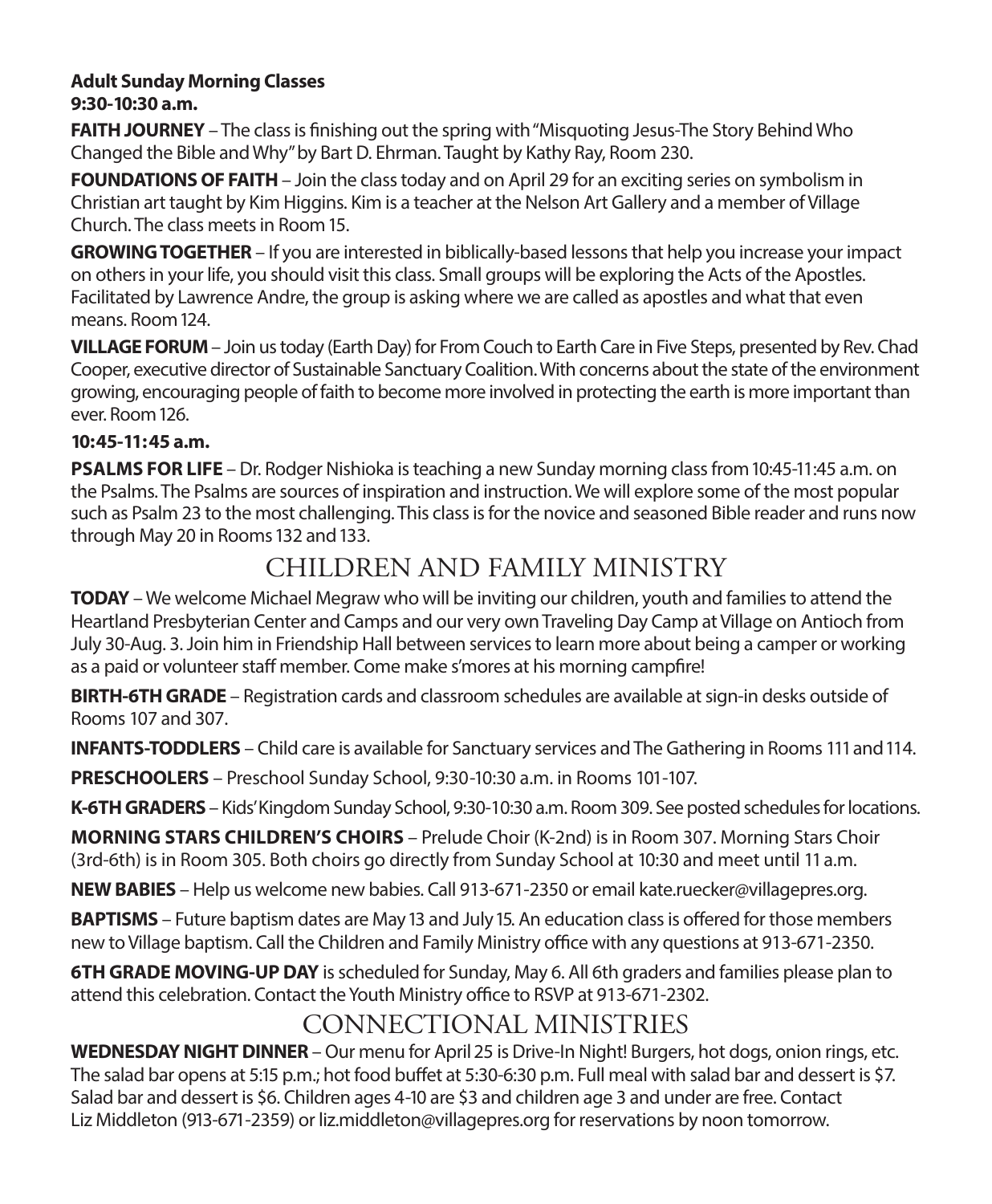**Adult Sunday Morning Classes**
**9:30-10:30 a.m.**

**FAITH JOURNEY** – The class is finishing out the spring with "Misquoting Jesus-The Story Behind Who Changed the Bible and Why" by Bart D. Ehrman. Taught by Kathy Ray, Room 230.

**FOUNDATIONS OF FAITH** – Join the class today and on April 29 for an exciting series on symbolism in Christian art taught by Kim Higgins. Kim is a teacher at the Nelson Art Gallery and a member of Village Church. The class meets in Room 15.

**GROWING TOGETHER** – If you are interested in biblically-based lessons that help you increase your impact on others in your life, you should visit this class. Small groups will be exploring the Acts of the Apostles. Facilitated by Lawrence Andre, the group is asking where we are called as apostles and what that even means. Room 124.

**VILLAGE FORUM** – Join us today (Earth Day) for From Couch to Earth Care in Five Steps, presented by Rev. Chad Cooper, executive director of Sustainable Sanctuary Coalition. With concerns about the state of the environment growing, encouraging people of faith to become more involved in protecting the earth is more important than ever. Room 126.

**10:45-11:45 a.m.**

**PSALMS FOR LIFE** – Dr. Rodger Nishioka is teaching a new Sunday morning class from 10:45-11:45 a.m. on the Psalms. The Psalms are sources of inspiration and instruction. We will explore some of the most popular such as Psalm 23 to the most challenging. This class is for the novice and seasoned Bible reader and runs now through May 20 in Rooms 132 and 133.

## CHILDREN AND FAMILY MINISTRY

**TODAY** – We welcome Michael Megraw who will be inviting our children, youth and families to attend the Heartland Presbyterian Center and Camps and our very own Traveling Day Camp at Village on Antioch from July 30-Aug. 3. Join him in Friendship Hall between services to learn more about being a camper or working as a paid or volunteer staff member. Come make s'mores at his morning campfire!

**BIRTH-6TH GRADE** – Registration cards and classroom schedules are available at sign-in desks outside of Rooms 107 and 307.

**INFANTS-TODDLERS** – Child care is available for Sanctuary services and The Gathering in Rooms 111 and 114.

**PRESCHOOLERS** – Preschool Sunday School, 9:30-10:30 a.m. in Rooms 101-107.

**K-6TH GRADERS** – Kids' Kingdom Sunday School, 9:30-10:30 a.m. Room 309. See posted schedules for locations.

**MORNING STARS CHILDREN'S CHOIRS** – Prelude Choir (K-2nd) is in Room 307. Morning Stars Choir (3rd-6th) is in Room 305. Both choirs go directly from Sunday School at 10:30 and meet until 11 a.m.

**NEW BABIES** – Help us welcome new babies. Call 913-671-2350 or email kate.ruecker@villagepres.org.

**BAPTISMS** – Future baptism dates are May 13 and July 15. An education class is offered for those members new to Village baptism. Call the Children and Family Ministry office with any questions at 913-671-2350.

**6TH GRADE MOVING-UP DAY** is scheduled for Sunday, May 6. All 6th graders and families please plan to attend this celebration. Contact the Youth Ministry office to RSVP at 913-671-2302.

## CONNECTIONAL MINISTRIES

**WEDNESDAY NIGHT DINNER** – Our menu for April 25 is Drive-In Night! Burgers, hot dogs, onion rings, etc. The salad bar opens at 5:15 p.m.; hot food buffet at 5:30-6:30 p.m. Full meal with salad bar and dessert is $7. Salad bar and dessert is $6. Children ages 4-10 are $3 and children age 3 and under are free. Contact Liz Middleton (913-671-2359) or liz.middleton@villagepres.org for reservations by noon tomorrow.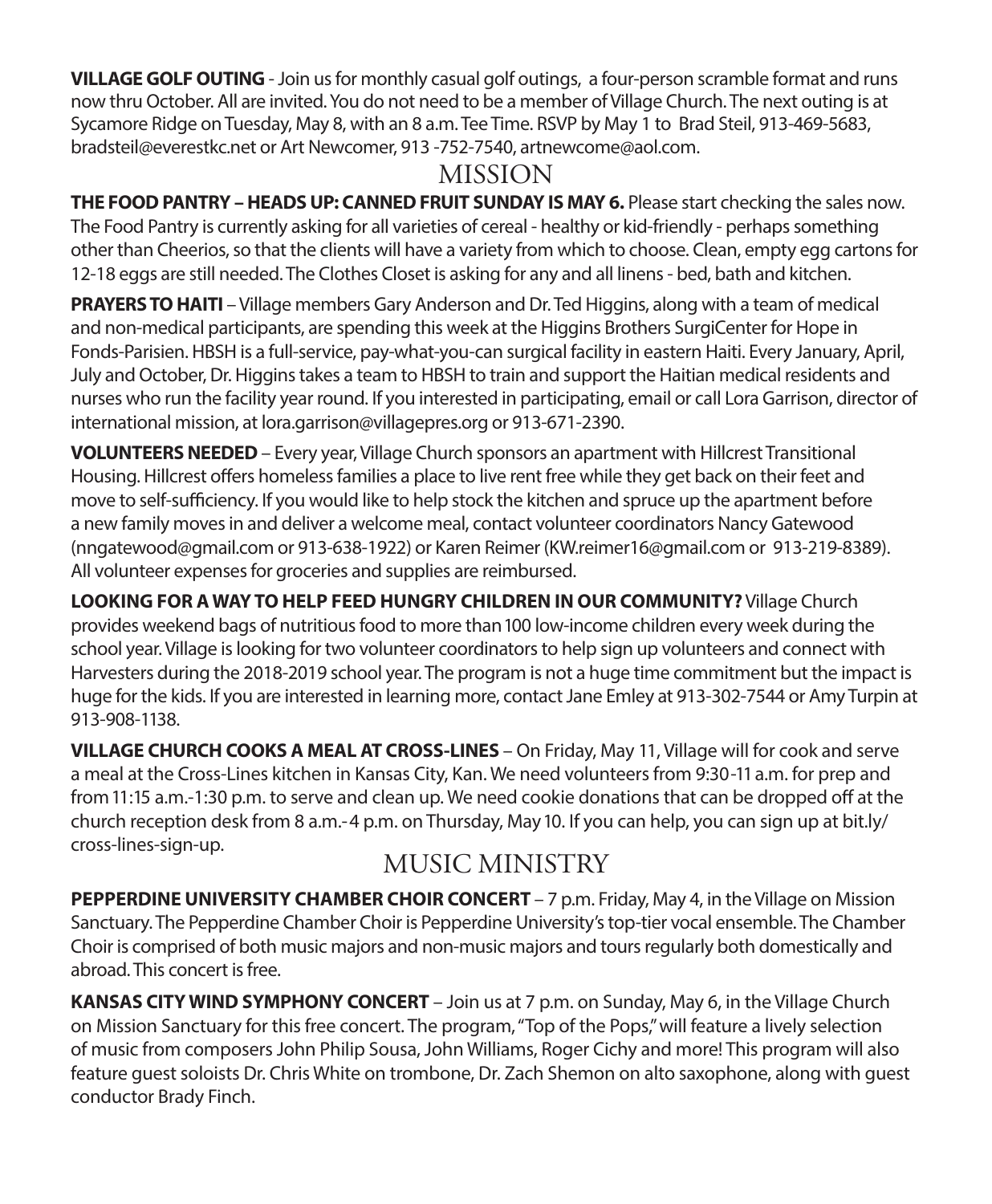**VILLAGE GOLF OUTING** - Join us for monthly casual golf outings, a four-person scramble format and runs now thru October. All are invited. You do not need to be a member of Village Church. The next outing is at Sycamore Ridge on Tuesday, May 8, with an 8 a.m. Tee Time. RSVP by May 1 to Brad Steil, 913-469-5683, bradsteil@everestkc.net or Art Newcomer, 913 -752-7540, artnewcome@aol.com.

## MISSION

**THE FOOD PANTRY – HEADS UP: CANNED FRUIT SUNDAY IS MAY 6.** Please start checking the sales now. The Food Pantry is currently asking for all varieties of cereal - healthy or kid-friendly - perhaps something other than Cheerios, so that the clients will have a variety from which to choose. Clean, empty egg cartons for 12-18 eggs are still needed. The Clothes Closet is asking for any and all linens - bed, bath and kitchen.

**PRAYERS TO HAITI** – Village members Gary Anderson and Dr. Ted Higgins, along with a team of medical and non-medical participants, are spending this week at the Higgins Brothers SurgiCenter for Hope in Fonds-Parisien. HBSH is a full-service, pay-what-you-can surgical facility in eastern Haiti. Every January, April, July and October, Dr. Higgins takes a team to HBSH to train and support the Haitian medical residents and nurses who run the facility year round. If you interested in participating, email or call Lora Garrison, director of international mission, at lora.garrison@villagepres.org or 913-671-2390.

**VOLUNTEERS NEEDED** – Every year, Village Church sponsors an apartment with Hillcrest Transitional Housing. Hillcrest offers homeless families a place to live rent free while they get back on their feet and move to self-sufficiency. If you would like to help stock the kitchen and spruce up the apartment before a new family moves in and deliver a welcome meal, contact volunteer coordinators Nancy Gatewood (nngatewood@gmail.com or 913-638-1922) or Karen Reimer (KW.reimer16@gmail.com or 913-219-8389). All volunteer expenses for groceries and supplies are reimbursed.

**LOOKING FOR A WAY TO HELP FEED HUNGRY CHILDREN IN OUR COMMUNITY?** Village Church provides weekend bags of nutritious food to more than 100 low-income children every week during the school year. Village is looking for two volunteer coordinators to help sign up volunteers and connect with Harvesters during the 2018-2019 school year. The program is not a huge time commitment but the impact is huge for the kids. If you are interested in learning more, contact Jane Emley at 913-302-7544 or Amy Turpin at 913-908-1138.

**VILLAGE CHURCH COOKS A MEAL AT CROSS-LINES** – On Friday, May 11, Village will for cook and serve a meal at the Cross-Lines kitchen in Kansas City, Kan. We need volunteers from 9:30-11 a.m. for prep and from 11:15 a.m.-1:30 p.m. to serve and clean up. We need cookie donations that can be dropped off at the church reception desk from 8 a.m.-4 p.m. on Thursday, May 10. If you can help, you can sign up at bit.ly/cross-lines-sign-up.

## MUSIC MINISTRY

**PEPPERDINE UNIVERSITY CHAMBER CHOIR CONCERT** – 7 p.m. Friday, May 4, in the Village on Mission Sanctuary. The Pepperdine Chamber Choir is Pepperdine University's top-tier vocal ensemble. The Chamber Choir is comprised of both music majors and non-music majors and tours regularly both domestically and abroad. This concert is free.

**KANSAS CITY WIND SYMPHONY CONCERT** – Join us at 7 p.m. on Sunday, May 6, in the Village Church on Mission Sanctuary for this free concert. The program, "Top of the Pops," will feature a lively selection of music from composers John Philip Sousa, John Williams, Roger Cichy and more! This program will also feature guest soloists Dr. Chris White on trombone, Dr. Zach Shemon on alto saxophone, along with guest conductor Brady Finch.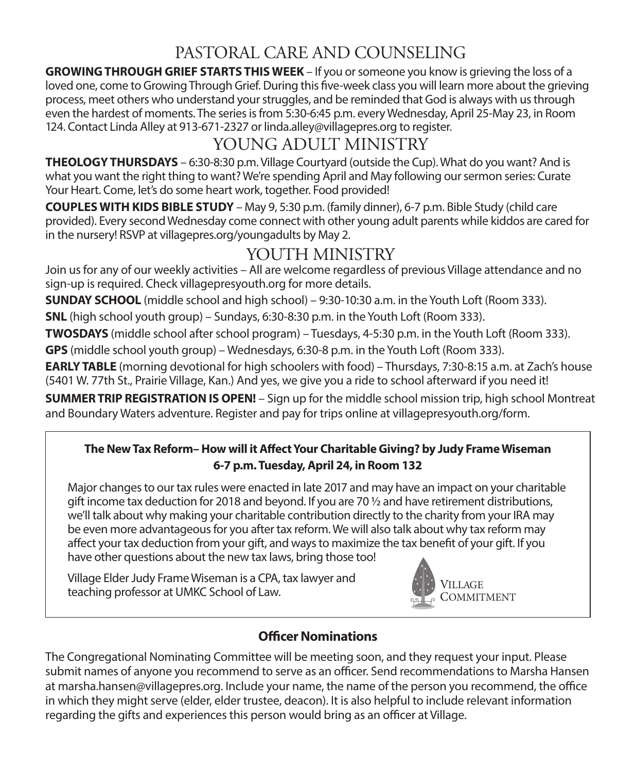## PASTORAL CARE AND COUNSELING

**GROWING THROUGH GRIEF STARTS THIS WEEK** – If you or someone you know is grieving the loss of a loved one, come to Growing Through Grief. During this five-week class you will learn more about the grieving process, meet others who understand your struggles, and be reminded that God is always with us through even the hardest of moments. The series is from 5:30-6:45 p.m. every Wednesday, April 25-May 23, in Room 124. Contact Linda Alley at 913-671-2327 or linda.alley@villagepres.org to register.

## YOUNG ADULT MINISTRY

**THEOLOGY THURSDAYS** – 6:30-8:30 p.m. Village Courtyard (outside the Cup). What do you want? And is what you want the right thing to want? We're spending April and May following our sermon series: Curate Your Heart. Come, let's do some heart work, together. Food provided!

**COUPLES WITH KIDS BIBLE STUDY** – May 9, 5:30 p.m. (family dinner), 6-7 p.m. Bible Study (child care provided). Every second Wednesday come connect with other young adult parents while kiddos are cared for in the nursery! RSVP at villagepres.org/youngadults by May 2.

## YOUTH MINISTRY

Join us for any of our weekly activities – All are welcome regardless of previous Village attendance and no sign-up is required. Check villagepresyouth.org for more details.

**SUNDAY SCHOOL** (middle school and high school) – 9:30-10:30 a.m. in the Youth Loft (Room 333).

**SNL** (high school youth group) – Sundays, 6:30-8:30 p.m. in the Youth Loft (Room 333).

**TWOSDAYS** (middle school after school program) – Tuesdays, 4-5:30 p.m. in the Youth Loft (Room 333).

**GPS** (middle school youth group) – Wednesdays, 6:30-8 p.m. in the Youth Loft (Room 333).

**EARLY TABLE** (morning devotional for high schoolers with food) – Thursdays, 7:30-8:15 a.m. at Zach's house (5401 W. 77th St., Prairie Village, Kan.) And yes, we give you a ride to school afterward if you need it!

**SUMMER TRIP REGISTRATION IS OPEN!** – Sign up for the middle school mission trip, high school Montreat and Boundary Waters adventure. Register and pay for trips online at villagepresyouth.org/form.

**The New Tax Reform– How will it Affect Your Charitable Giving? by Judy Frame Wiseman**
**6-7 p.m. Tuesday, April 24, in Room 132**

Major changes to our tax rules were enacted in late 2017 and may have an impact on your charitable gift income tax deduction for 2018 and beyond. If you are 70 ½ and have retirement distributions, we'll talk about why making your charitable contribution directly to the charity from your IRA may be even more advantageous for you after tax reform. We will also talk about why tax reform may affect your tax deduction from your gift, and ways to maximize the tax benefit of your gift. If you have other questions about the new tax laws, bring those too!

Village Elder Judy Frame Wiseman is a CPA, tax lawyer and teaching professor at UMKC School of Law.

VILLAGE COMMITMENT

### Officer Nominations

The Congregational Nominating Committee will be meeting soon, and they request your input. Please submit names of anyone you recommend to serve as an officer. Send recommendations to Marsha Hansen at marsha.hansen@villagepres.org. Include your name, the name of the person you recommend, the office in which they might serve (elder, elder trustee, deacon). It is also helpful to include relevant information regarding the gifts and experiences this person would bring as an officer at Village.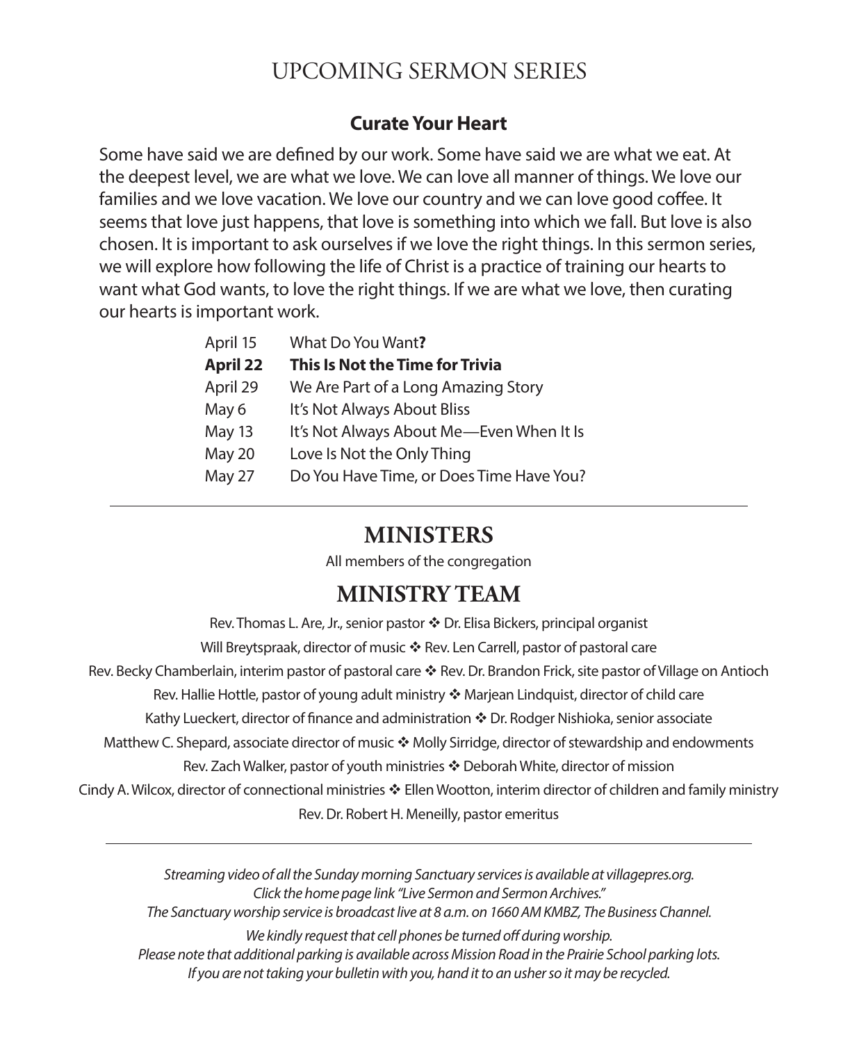## UPCOMING SERMON SERIES

### Curate Your Heart

Some have said we are defined by our work. Some have said we are what we eat. At the deepest level, we are what we love. We can love all manner of things. We love our families and we love vacation. We love our country and we can love good coffee. It seems that love just happens, that love is something into which we fall. But love is also chosen. It is important to ask ourselves if we love the right things. In this sermon series, we will explore how following the life of Christ is a practice of training our hearts to want what God wants, to love the right things. If we are what we love, then curating our hearts is important work.

| | |
|---|---|
| April 15 | What Do You Want**?** |
| **April 22** | **This Is Not the Time for Trivia** |
| April 29 | We Are Part of a Long Amazing Story |
| May 6 | It's Not Always About Bliss |
| May 13 | It's Not Always About Me—Even When It Is |
| May 20 | Love Is Not the Only Thing |
| May 27 | Do You Have Time, or Does Time Have You? |

---

## MINISTERS

All members of the congregation

## MINISTRY TEAM

Rev. Thomas L. Are, Jr., senior pastor ❖ Dr. Elisa Bickers, principal organist

Will Breytspraak, director of music ❖ Rev. Len Carrell, pastor of pastoral care

Rev. Becky Chamberlain, interim pastor of pastoral care ❖ Rev. Dr. Brandon Frick, site pastor of Village on Antioch

Rev. Hallie Hottle, pastor of young adult ministry ❖ Marjean Lindquist, director of child care

Kathy Lueckert, director of finance and administration ❖ Dr. Rodger Nishioka, senior associate

Matthew C. Shepard, associate director of music ❖ Molly Sirridge, director of stewardship and endowments

Rev. Zach Walker, pastor of youth ministries ❖ Deborah White, director of mission

Cindy A. Wilcox, director of connectional ministries ❖ Ellen Wootton, interim director of children and family ministry

Rev. Dr. Robert H. Meneilly, pastor emeritus

---

*Streaming video of all the Sunday morning Sanctuary services is available at villagepres.org.*
*Click the home page link "Live Sermon and Sermon Archives."*
*The Sanctuary worship service is broadcast live at 8 a.m. on 1660 AM KMBZ, The Business Channel.*

*We kindly request that cell phones be turned off during worship.*
*Please note that additional parking is available across Mission Road in the Prairie School parking lots.*
*If you are not taking your bulletin with you, hand it to an usher so it may be recycled.*